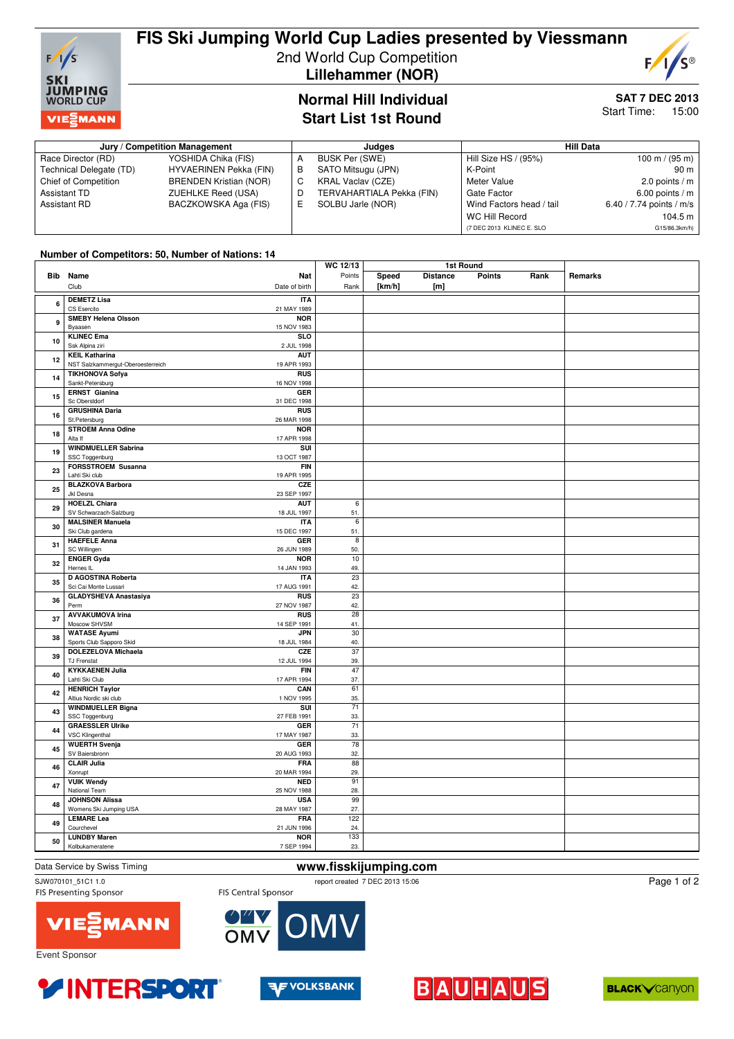# FIS Ski Jumping World Cup Ladies presented by Viessmann

2nd World Cup Competition
**Lillehammer (NOR)**

## Normal Hill Individual
## Start List 1st Round

**SAT 7 DEC 2013**
Start Time: 15:00

| Jury / Competition Management | | Judges | | Hill Data | |
|---|---|---|---|---|---|
| Race Director (RD) | YOSHIDA Chika (FIS) | A | BUSK Per (SWE) | Hill Size HS / (95%) | 100 m / (95 m) |
| Technical Delegate (TD) | HYVAERINEN Pekka (FIN) | B | SATO Mitsugu (JPN) | K-Point | 90 m |
| Chief of Competition | BRENDEN Kristian (NOR) | C | KRAL Vaclav (CZE) | Meter Value | 2.0 points / m |
| Assistant TD | ZUEHLKE Reed (USA) | D | TERVAHARTIALA Pekka (FIN) | Gate Factor | 6.00 points / m |
| Assistant RD | BACZKOWSKA Aga (FIS) | E | SOLBU Jarle (NOR) | Wind Factors head / tail | 6.40 / 7.74 points / m/s |
| | | | | WC Hill Record | 104.5 m |
| | | | | (7 DEC 2013 KLINEC E. SLO | G15/86.3km/h) |

**Number of Competitors: 50, Number of Nations: 14**

| Bib | Name / Club | Nat / Date of birth | WC 12/13 Points / Rank | 1st Round Speed [km/h] | Distance [m] | Points | Rank | Remarks |
|---|---|---|---|---|---|---|---|---|
| 6 | DEMETZ Lisa<br>CS Esercito | ITA<br>21 MAY 1989 | | | | | | |
| 9 | SMEBY Helena Olsson<br>Byaasen | NOR<br>15 NOV 1983 | | | | | | |
| 10 | KLINEC Ema<br>Ssk Alpina ziri | SLO<br>2 JUL 1998 | | | | | | |
| 12 | KEIL Katharina<br>NST Salzkammergut-Oberoesterreich | AUT<br>19 APR 1993 | | | | | | |
| 14 | TIKHONOVA Sofya<br>Sankt-Petersburg | RUS<br>16 NOV 1998 | | | | | | |
| 15 | ERNST Gianina<br>Sc Oberstdorf | GER<br>31 DEC 1998 | | | | | | |
| 16 | GRUSHINA Daria<br>St.Petersburg | RUS<br>26 MAR 1998 | | | | | | |
| 18 | STROEM Anna Odine<br>Alta If | NOR<br>17 APR 1998 | | | | | | |
| 19 | WINDMUELLER Sabrina<br>SSC Toggenburg | SUI<br>13 OCT 1987 | | | | | | |
| 23 | FORSSTROEM Susanna<br>Lahti Ski club | FIN<br>19 APR 1995 | | | | | | |
| 25 | BLAZKOVA Barbora<br>Jkl Desna | CZE<br>23 SEP 1997 | | | | | | |
| 29 | HOELZL Chiara<br>SV Schwarzach-Salzburg | AUT<br>18 JUL 1997 | 6<br>51. | | | | | |
| 30 | MALSINER Manuela<br>Ski Club gardena | ITA<br>15 DEC 1997 | 6<br>51. | | | | | |
| 31 | HAEFELE Anna<br>SC Willingen | GER<br>26 JUN 1989 | 8<br>50. | | | | | |
| 32 | ENGER Gyda<br>Hernes IL | NOR<br>14 JAN 1993 | 10<br>49. | | | | | |
| 35 | D AGOSTINA Roberta<br>Sci Cai Monte Lussari | ITA<br>17 AUG 1991 | 23<br>42. | | | | | |
| 36 | GLADYSHEVA Anastasiya<br>Perm | RUS<br>27 NOV 1987 | 23<br>42. | | | | | |
| 37 | AVVAKUMOVA Irina<br>Moscow SHVSM | RUS<br>14 SEP 1991 | 28<br>41. | | | | | |
| 38 | WATASE Ayumi<br>Sports Club Sapporo Skid | JPN<br>18 JUL 1984 | 30<br>40. | | | | | |
| 39 | DOLEZELOVA Michaela<br>TJ Frenstat | CZE<br>12 JUL 1994 | 37<br>39. | | | | | |
| 40 | KYKKAENEN Julia<br>Lahti Ski Club | FIN<br>17 APR 1994 | 47<br>37. | | | | | |
| 42 | HENRICH Taylor<br>Altius Nordic ski club | CAN<br>1 NOV 1995 | 61<br>35. | | | | | |
| 43 | WINDMUELLER Bigna<br>SSC Toggenburg | SUI<br>27 FEB 1991 | 71<br>33. | | | | | |
| 44 | GRAESSLER Ulrike<br>VSC Klingenthal | GER<br>17 MAY 1987 | 71<br>33. | | | | | |
| 45 | WUERTH Svenja<br>SV Baiersbronn | GER<br>20 AUG 1993 | 78<br>32. | | | | | |
| 46 | CLAIR Julia<br>Xonrupt | FRA<br>20 MAR 1994 | 88<br>29. | | | | | |
| 47 | VUIK Wendy<br>National Team | NED<br>25 NOV 1988 | 91<br>28. | | | | | |
| 48 | JOHNSON Alissa<br>Womens Ski Jumping USA | USA<br>28 MAY 1987 | 99<br>27. | | | | | |
| 49 | LEMARE Lea<br>Courchevel | FRA<br>21 JUN 1996 | 122<br>24. | | | | | |
| 50 | LUNDBY Maren<br>Kolbukameratene | NOR<br>7 SEP 1994 | 133<br>23. | | | | | |

Data Service by Swiss Timing

www.fisskijumping.com

SJW070101_51C1 1.0 report created 7 DEC 2013 15:06

FIS Presenting Sponsor — VIESSMANN

FIS Central Sponsor — OMV

Event Sponsor — INTERSPORT, VOLKSBANK, BAUHAUS, BLACK CANYON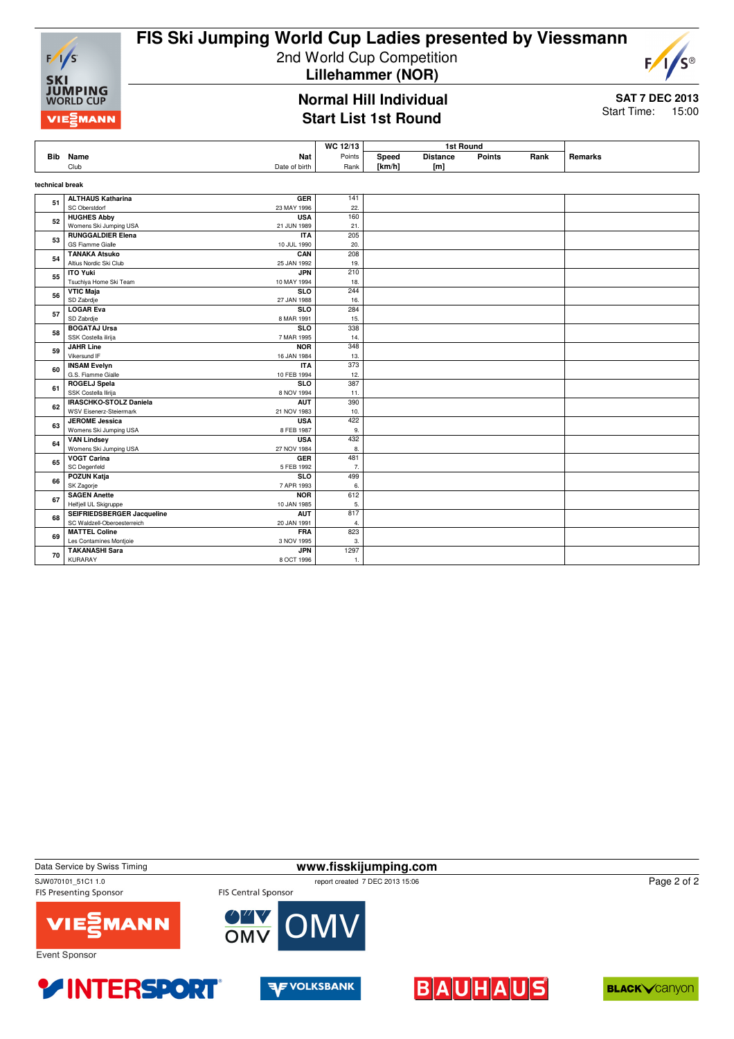# FIS Ski Jumping World Cup Ladies presented by Viessmann

2nd World Cup Competition
**Lillehammer (NOR)**

## Normal Hill Individual
## Start List 1st Round

**SAT 7 DEC 2013**
Start Time: 15:00

| Bib | Name / Club | Nat / Date of birth | WC 12/13 Points / Rank | Speed [km/h] | Distance [m] | Points | Rank | Remarks |
|---|---|---|---|---|---|---|---|---|
| | **technical break** | | | | | | | |
| 51 | **ALTHAUS Katharina** SC Oberstdorf | **GER** 23 MAY 1996 | 141 22. | | | | | |
| 52 | **HUGHES Abby** Womens Ski Jumping USA | **USA** 21 JUN 1989 | 160 21. | | | | | |
| 53 | **RUNGGALDIER Elena** GS Fiamme Gialle | **ITA** 10 JUL 1990 | 205 20. | | | | | |
| 54 | **TANAKA Atsuko** Altius Nordic Ski Club | **CAN** 25 JAN 1992 | 208 19. | | | | | |
| 55 | **ITO Yuki** Tsuchiya Home Ski Team | **JPN** 10 MAY 1994 | 210 18. | | | | | |
| 56 | **VTIC Maja** SD Zabrdje | **SLO** 27 JAN 1988 | 244 16. | | | | | |
| 57 | **LOGAR Eva** SD Zabrdje | **SLO** 8 MAR 1991 | 284 15. | | | | | |
| 58 | **BOGATAJ Ursa** SSK Costella ilirija | **SLO** 7 MAR 1995 | 338 14. | | | | | |
| 59 | **JAHR Line** Vikersund IF | **NOR** 16 JAN 1984 | 348 13. | | | | | |
| 60 | **INSAM Evelyn** G.S. Fiamme Gialle | **ITA** 10 FEB 1994 | 373 12. | | | | | |
| 61 | **ROGELJ Spela** SSK Costella Ilirija | **SLO** 8 NOV 1994 | 387 11. | | | | | |
| 62 | **IRASCHKO-STOLZ Daniela** WSV Eisenerz-Steiermark | **AUT** 21 NOV 1983 | 390 10. | | | | | |
| 63 | **JEROME Jessica** Womens Ski Jumping USA | **USA** 8 FEB 1987 | 422 9. | | | | | |
| 64 | **VAN Lindsey** Womens Ski Jumping USA | **USA** 27 NOV 1984 | 432 8. | | | | | |
| 65 | **VOGT Carina** SC Degenfeld | **GER** 5 FEB 1992 | 481 7. | | | | | |
| 66 | **POZUN Katja** SK Zagorje | **SLO** 7 APR 1993 | 499 6. | | | | | |
| 67 | **SAGEN Anette** Helfjell UL Skigruppe | **NOR** 10 JAN 1985 | 612 5. | | | | | |
| 68 | **SEIFRIEDSBERGER Jacqueline** SC Waldzell-Oberoesterreich | **AUT** 20 JAN 1991 | 817 4. | | | | | |
| 69 | **MATTEL Coline** Les Contamines Montjoie | **FRA** 3 NOV 1995 | 823 3. | | | | | |
| 70 | **TAKANASHI Sara** KURARAY | **JPN** 8 OCT 1996 | 1297 1. | | | | | |

Data Service by Swiss Timing
www.fisskijumping.com
SJW070101_51C1 1.0
report created 7 DEC 2013 15:06

FIS Presenting Sponsor: VIESSMANN
FIS Central Sponsor: OMV
Event Sponsor: INTERSPORT, VOLKSBANK, BAUHAUS, BLACKcanyon